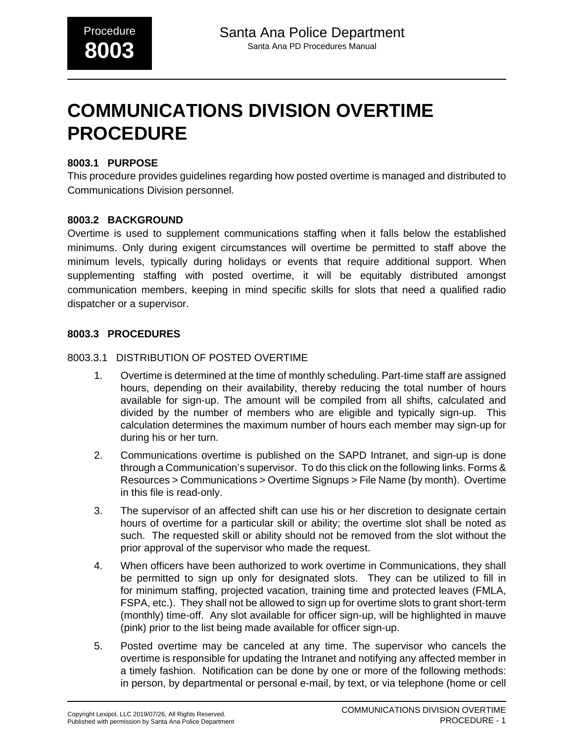# COMMUNICATIONS DIVISION OVERTIME PROCEDURE

## 8003.1 PURPOSE

This procedure provides guidelines regarding how posted overtime is managed and distributed to Communications Division personnel.

## 8003.2 BACKGROUND

Overtime is used to supplement communications staffing when it falls below the established minimums. Only during exigent circumstances will overtime be permitted to staff above the minimum levels, typically during holidays or events that require additional support. When supplementing staffing with posted overtime, it will be equitably distributed amongst communication members, keeping in mind specific skills for slots that need a qualified radio dispatcher or a supervisor.

## 8003.3 PROCEDURES

### 8003.3.1 DISTRIBUTION OF POSTED OVERTIME

1. Overtime is determined at the time of monthly scheduling. Part-time staff are assigned hours, depending on their availability, thereby reducing the total number of hours available for sign-up. The amount will be compiled from all shifts, calculated and divided by the number of members who are eligible and typically sign-up. This calculation determines the maximum number of hours each member may sign-up for during his or her turn.

2. Communications overtime is published on the SAPD Intranet, and sign-up is done through a Communication's supervisor. To do this click on the following links. Forms & Resources > Communications > Overtime Signups > File Name (by month). Overtime in this file is read-only.

3. The supervisor of an affected shift can use his or her discretion to designate certain hours of overtime for a particular skill or ability; the overtime slot shall be noted as such. The requested skill or ability should not be removed from the slot without the prior approval of the supervisor who made the request.

4. When officers have been authorized to work overtime in Communications, they shall be permitted to sign up only for designated slots. They can be utilized to fill in for minimum staffing, projected vacation, training time and protected leaves (FMLA, FSPA, etc.). They shall not be allowed to sign up for overtime slots to grant short-term (monthly) time-off. Any slot available for officer sign-up, will be highlighted in mauve (pink) prior to the list being made available for officer sign-up.

5. Posted overtime may be canceled at any time. The supervisor who cancels the overtime is responsible for updating the Intranet and notifying any affected member in a timely fashion. Notification can be done by one or more of the following methods: in person, by departmental or personal e-mail, by text, or via telephone (home or cell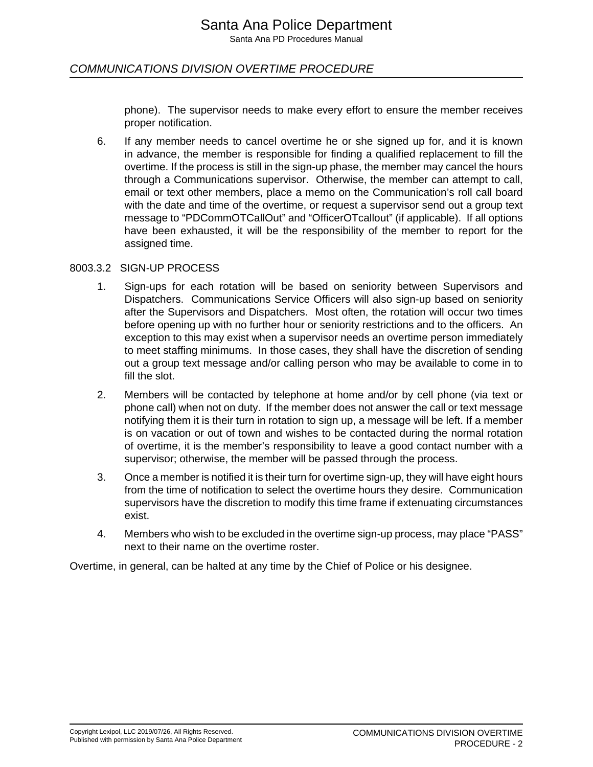phone). The supervisor needs to make every effort to ensure the member receives proper notification.

6. If any member needs to cancel overtime he or she signed up for, and it is known in advance, the member is responsible for finding a qualified replacement to fill the overtime. If the process is still in the sign-up phase, the member may cancel the hours through a Communications supervisor. Otherwise, the member can attempt to call, email or text other members, place a memo on the Communication's roll call board with the date and time of the overtime, or request a supervisor send out a group text message to "PDCommOTCallOut" and "OfficerOTcallout" (if applicable). If all options have been exhausted, it will be the responsibility of the member to report for the assigned time.

### 8003.3.2 SIGN-UP PROCESS

1. Sign-ups for each rotation will be based on seniority between Supervisors and Dispatchers. Communications Service Officers will also sign-up based on seniority after the Supervisors and Dispatchers. Most often, the rotation will occur two times before opening up with no further hour or seniority restrictions and to the officers. An exception to this may exist when a supervisor needs an overtime person immediately to meet staffing minimums. In those cases, they shall have the discretion of sending out a group text message and/or calling person who may be available to come in to fill the slot.

2. Members will be contacted by telephone at home and/or by cell phone (via text or phone call) when not on duty. If the member does not answer the call or text message notifying them it is their turn in rotation to sign up, a message will be left. If a member is on vacation or out of town and wishes to be contacted during the normal rotation of overtime, it is the member's responsibility to leave a good contact number with a supervisor; otherwise, the member will be passed through the process.

3. Once a member is notified it is their turn for overtime sign-up, they will have eight hours from the time of notification to select the overtime hours they desire. Communication supervisors have the discretion to modify this time frame if extenuating circumstances exist.

4. Members who wish to be excluded in the overtime sign-up process, may place "PASS" next to their name on the overtime roster.

Overtime, in general, can be halted at any time by the Chief of Police or his designee.